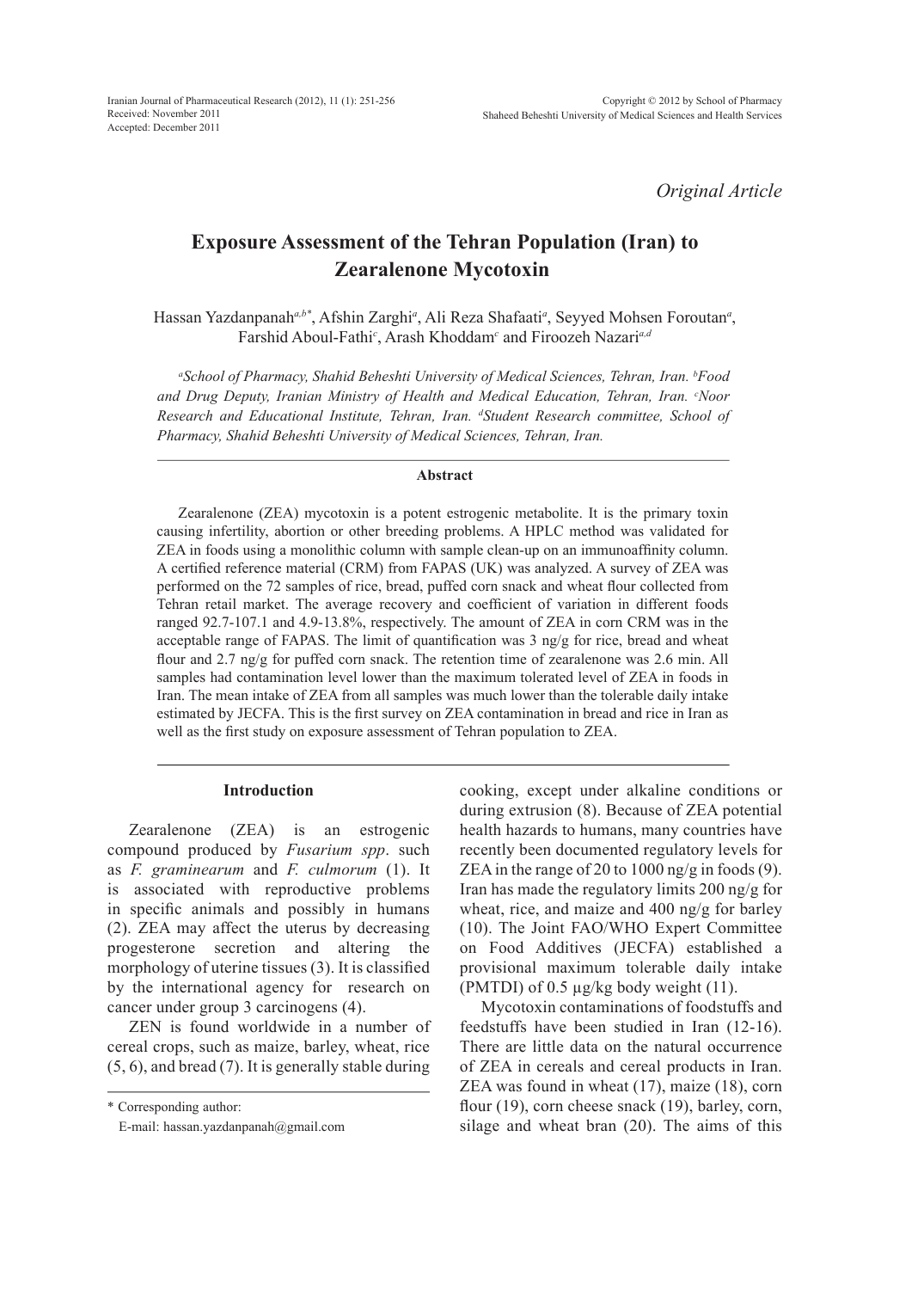*Original Article*

# Exposure Assessment of the Tehran Population (Iran) to Zearalenone Mycotoxin

Hassan Yazdanpanah[a,b*], Afshin Zarghi[a], Ali Reza Shafaati[a], Seyyed Mohsen Foroutan[a], Farshid Aboul-Fathi[c], Arash Khoddam[c] and Firoozeh Nazari[a,d]

[a]*School of Pharmacy, Shahid Beheshti University of Medical Sciences, Tehran, Iran.* [b]*Food and Drug Deputy, Iranian Ministry of Health and Medical Education, Tehran, Iran.* [c]*Noor Research and Educational Institute, Tehran, Iran.* [d]*Student Research committee, School of Pharmacy, Shahid Beheshti University of Medical Sciences, Tehran, Iran.*

## Abstract

Zearalenone (ZEA) mycotoxin is a potent estrogenic metabolite. It is the primary toxin causing infertility, abortion or other breeding problems. A HPLC method was validated for ZEA in foods using a monolithic column with sample clean-up on an immunoaffinity column. A certified reference material (CRM) from FAPAS (UK) was analyzed. A survey of ZEA was performed on the 72 samples of rice, bread, puffed corn snack and wheat flour collected from Tehran retail market. The average recovery and coefficient of variation in different foods ranged 92.7-107.1 and 4.9-13.8%, respectively. The amount of ZEA in corn CRM was in the acceptable range of FAPAS. The limit of quantification was 3 ng/g for rice, bread and wheat flour and 2.7 ng/g for puffed corn snack. The retention time of zearalenone was 2.6 min. All samples had contamination level lower than the maximum tolerated level of ZEA in foods in Iran. The mean intake of ZEA from all samples was much lower than the tolerable daily intake estimated by JECFA. This is the first survey on ZEA contamination in bread and rice in Iran as well as the first study on exposure assessment of Tehran population to ZEA.

## Introduction

Zearalenone (ZEA) is an estrogenic compound produced by *Fusarium spp*. such as *F. graminearum* and *F. culmorum* (1). It is associated with reproductive problems in specific animals and possibly in humans (2). ZEA may affect the uterus by decreasing progesterone secretion and altering the morphology of uterine tissues (3). It is classified by the international agency for research on cancer under group 3 carcinogens (4).

ZEN is found worldwide in a number of cereal crops, such as maize, barley, wheat, rice (5, 6), and bread (7). It is generally stable during cooking, except under alkaline conditions or during extrusion (8). Because of ZEA potential health hazards to humans, many countries have recently been documented regulatory levels for ZEA in the range of 20 to 1000 ng/g in foods (9). Iran has made the regulatory limits 200 ng/g for wheat, rice, and maize and 400 ng/g for barley (10). The Joint FAO/WHO Expert Committee on Food Additives (JECFA) established a provisional maximum tolerable daily intake (PMTDI) of 0.5 µg/kg body weight (11).

Mycotoxin contaminations of foodstuffs and feedstuffs have been studied in Iran (12-16). There are little data on the natural occurrence of ZEA in cereals and cereal products in Iran. ZEA was found in wheat (17), maize (18), corn flour (19), corn cheese snack (19), barley, corn, silage and wheat bran (20). The aims of this

\* Corresponding author:
E-mail: hassan.yazdanpanah@gmail.com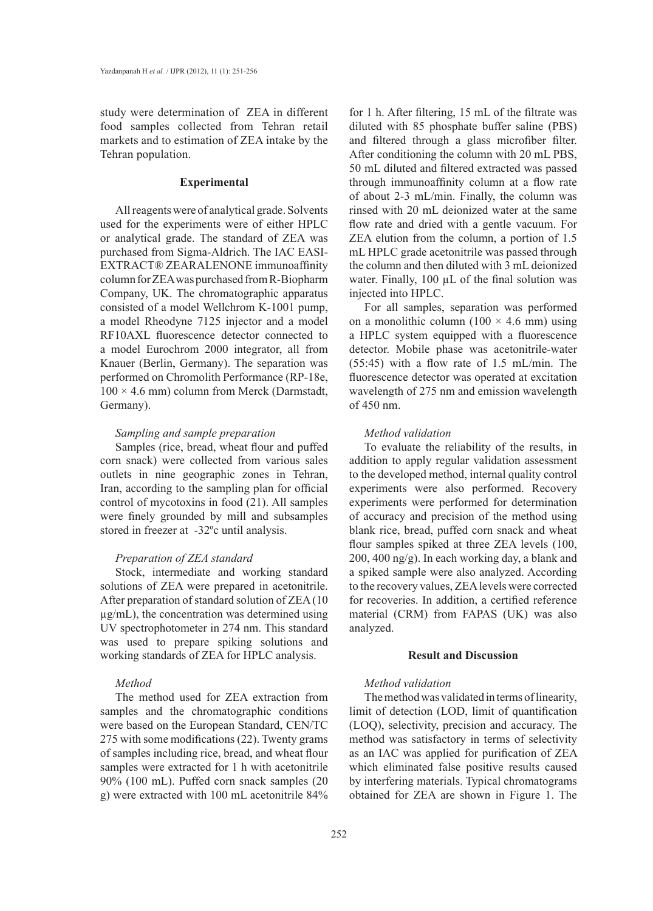study were determination of ZEA in different food samples collected from Tehran retail markets and to estimation of ZEA intake by the Tehran population.

## Experimental

All reagents were of analytical grade. Solvents used for the experiments were of either HPLC or analytical grade. The standard of ZEA was purchased from Sigma-Aldrich. The IAC EASI-EXTRACT® ZEARALENONE immunoaffinity column for ZEA was purchased from R-Biopharm Company, UK. The chromatographic apparatus consisted of a model Wellchrom K-1001 pump, a model Rheodyne 7125 injector and a model RF10AXL fluorescence detector connected to a model Eurochrom 2000 integrator, all from Knauer (Berlin, Germany). The separation was performed on Chromolith Performance (RP-18e, $100 \times 4.6$ mm) column from Merck (Darmstadt, Germany).

### *Sampling and sample preparation*

Samples (rice, bread, wheat flour and puffed corn snack) were collected from various sales outlets in nine geographic zones in Tehran, Iran, according to the sampling plan for official control of mycotoxins in food (21). All samples were finely grounded by mill and subsamples stored in freezer at -32ºc until analysis.

### *Preparation of ZEA standard*

Stock, intermediate and working standard solutions of ZEA were prepared in acetonitrile. After preparation of standard solution of ZEA (10 µg/mL), the concentration was determined using UV spectrophotometer in 274 nm. This standard was used to prepare spiking solutions and working standards of ZEA for HPLC analysis.

### *Method*

The method used for ZEA extraction from samples and the chromatographic conditions were based on the European Standard, CEN/TC 275 with some modifications (22). Twenty grams of samples including rice, bread, and wheat flour samples were extracted for 1 h with acetonitrile 90% (100 mL). Puffed corn snack samples (20 g) were extracted with 100 mL acetonitrile 84% for 1 h. After filtering, 15 mL of the filtrate was diluted with 85 phosphate buffer saline (PBS) and filtered through a glass microfiber filter. After conditioning the column with 20 mL PBS, 50 mL diluted and filtered extracted was passed through immunoaffinity column at a flow rate of about 2-3 mL/min. Finally, the column was rinsed with 20 mL deionized water at the same flow rate and dried with a gentle vacuum. For ZEA elution from the column, a portion of 1.5 mL HPLC grade acetonitrile was passed through the column and then diluted with 3 mL deionized water. Finally, 100 µL of the final solution was injected into HPLC.

For all samples, separation was performed on a monolithic column ($100 \times 4.6$ mm) using a HPLC system equipped with a fluorescence detector. Mobile phase was acetonitrile-water (55:45) with a flow rate of 1.5 mL/min. The fluorescence detector was operated at excitation wavelength of 275 nm and emission wavelength of 450 nm.

### *Method validation*

To evaluate the reliability of the results, in addition to apply regular validation assessment to the developed method, internal quality control experiments were also performed. Recovery experiments were performed for determination of accuracy and precision of the method using blank rice, bread, puffed corn snack and wheat flour samples spiked at three ZEA levels (100, 200, 400 ng/g). In each working day, a blank and a spiked sample were also analyzed. According to the recovery values, ZEA levels were corrected for recoveries. In addition, a certified reference material (CRM) from FAPAS (UK) was also analyzed.

## Result and Discussion

### *Method validation*

The method was validated in terms of linearity, limit of detection (LOD, limit of quantification (LOQ), selectivity, precision and accuracy. The method was satisfactory in terms of selectivity as an IAC was applied for purification of ZEA which eliminated false positive results caused by interfering materials. Typical chromatograms obtained for ZEA are shown in Figure 1. The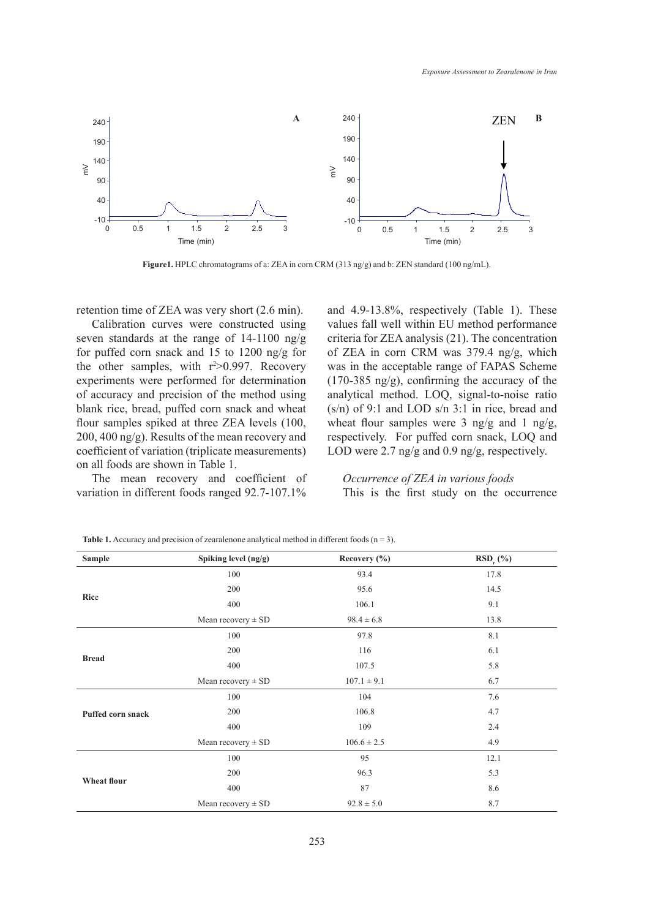Figure1. HPLC chromatograms of a: ZEA in corn CRM (313 ng/g) and b: ZEN standard (100 ng/mL).

retention time of ZEA was very short (2.6 min).

Calibration curves were constructed using seven standards at the range of 14-1100 ng/g for puffed corn snack and 15 to 1200 ng/g for the other samples, with $r^2$>0.997. Recovery experiments were performed for determination of accuracy and precision of the method using blank rice, bread, puffed corn snack and wheat flour samples spiked at three ZEA levels (100, 200, 400 ng/g). Results of the mean recovery and coefficient of variation (triplicate measurements) on all foods are shown in Table 1.

The mean recovery and coefficient of variation in different foods ranged 92.7-107.1% and 4.9-13.8%, respectively (Table 1). These values fall well within EU method performance criteria for ZEA analysis (21). The concentration of ZEA in corn CRM was 379.4 ng/g, which was in the acceptable range of FAPAS Scheme (170-385 ng/g), confirming the accuracy of the analytical method. LOQ, signal-to-noise ratio (s/n) of 9:1 and LOD s/n 3:1 in rice, bread and wheat flour samples were 3 ng/g and 1 ng/g, respectively. For puffed corn snack, LOQ and LOD were 2.7 ng/g and 0.9 ng/g, respectively.

*Occurrence of ZEA in various foods*

This is the first study on the occurrence

**Table 1.** Accuracy and precision of zearalenone analytical method in different foods (n = 3).

| Sample | Spiking level (ng/g) | Recovery (%) | $RSD_r$ (%) |
|---|---|---|---|
| **Rice** | 100 | 93.4 | 17.8 |
| | 200 | 95.6 | 14.5 |
| | 400 | 106.1 | 9.1 |
| | Mean recovery ± SD | 98.4 ± 6.8 | 13.8 |
| **Bread** | 100 | 97.8 | 8.1 |
| | 200 | 116 | 6.1 |
| | 400 | 107.5 | 5.8 |
| | Mean recovery ± SD | 107.1 ± 9.1 | 6.7 |
| **Puffed corn snack** | 100 | 104 | 7.6 |
| | 200 | 106.8 | 4.7 |
| | 400 | 109 | 2.4 |
| | Mean recovery ± SD | 106.6 ± 2.5 | 4.9 |
| **Wheat flour** | 100 | 95 | 12.1 |
| | 200 | 96.3 | 5.3 |
| | 400 | 87 | 8.6 |
| | Mean recovery ± SD | 92.8 ± 5.0 | 8.7 |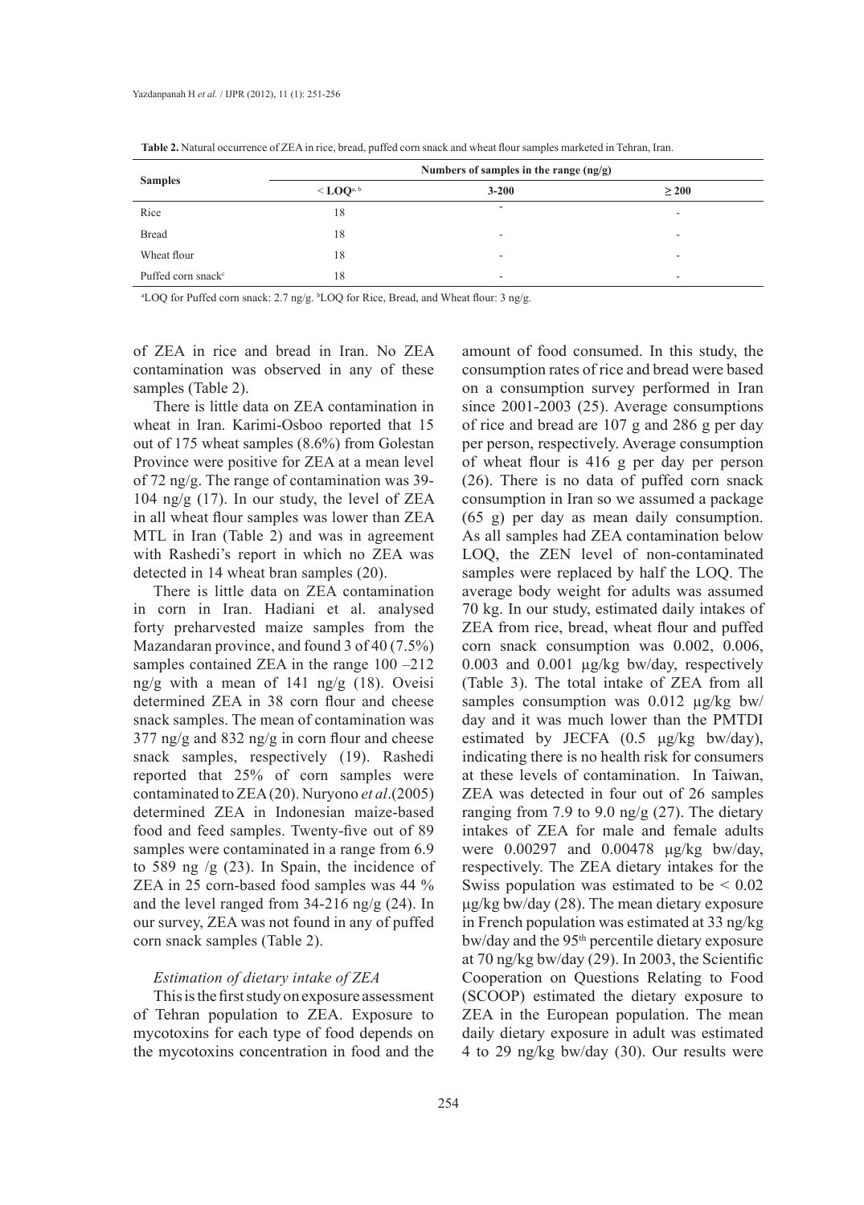**Table 2.** Natural occurrence of ZEA in rice, bread, puffed corn snack and wheat flour samples marketed in Tehran, Iran.

| Samples | Numbers of samples in the range (ng/g) | | |
|---|---|---|---|
| | < LOQ[a, b] | 3-200 | ≥ 200 |
| Rice | 18 | - | - |
| Bread | 18 | - | - |
| Wheat flour | 18 | - | - |
| Puffed corn snack[c] | 18 | - | - |

[a]LOQ for Puffed corn snack: 2.7 ng/g. [b]LOQ for Rice, Bread, and Wheat flour: 3 ng/g.

of ZEA in rice and bread in Iran. No ZEA contamination was observed in any of these samples (Table 2).

There is little data on ZEA contamination in wheat in Iran. Karimi-Osboo reported that 15 out of 175 wheat samples (8.6%) from Golestan Province were positive for ZEA at a mean level of 72 ng/g. The range of contamination was 39-104 ng/g (17). In our study, the level of ZEA in all wheat flour samples was lower than ZEA MTL in Iran (Table 2) and was in agreement with Rashedi's report in which no ZEA was detected in 14 wheat bran samples (20).

There is little data on ZEA contamination in corn in Iran. Hadiani et al. analysed forty preharvested maize samples from the Mazandaran province, and found 3 of 40 (7.5%) samples contained ZEA in the range 100 –212 ng/g with a mean of 141 ng/g (18). Oveisi determined ZEA in 38 corn flour and cheese snack samples. The mean of contamination was 377 ng/g and 832 ng/g in corn flour and cheese snack samples, respectively (19). Rashedi reported that 25% of corn samples were contaminated to ZEA (20). Nuryono *et al*.(2005) determined ZEA in Indonesian maize-based food and feed samples. Twenty-five out of 89 samples were contaminated in a range from 6.9 to 589 ng /g (23). In Spain, the incidence of ZEA in 25 corn-based food samples was 44 % and the level ranged from 34-216 ng/g (24). In our survey, ZEA was not found in any of puffed corn snack samples (Table 2).

*Estimation of dietary intake of ZEA*

This is the first study on exposure assessment of Tehran population to ZEA. Exposure to mycotoxins for each type of food depends on the mycotoxins concentration in food and the amount of food consumed. In this study, the consumption rates of rice and bread were based on a consumption survey performed in Iran since 2001-2003 (25). Average consumptions of rice and bread are 107 g and 286 g per day per person, respectively. Average consumption of wheat flour is 416 g per day per person (26). There is no data of puffed corn snack consumption in Iran so we assumed a package (65 g) per day as mean daily consumption. As all samples had ZEA contamination below LOQ, the ZEN level of non-contaminated samples were replaced by half the LOQ. The average body weight for adults was assumed 70 kg. In our study, estimated daily intakes of ZEA from rice, bread, wheat flour and puffed corn snack consumption was 0.002, 0.006, 0.003 and 0.001 µg/kg bw/day, respectively (Table 3). The total intake of ZEA from all samples consumption was 0.012 µg/kg bw/day and it was much lower than the PMTDI estimated by JECFA (0.5 µg/kg bw/day), indicating there is no health risk for consumers at these levels of contamination. In Taiwan, ZEA was detected in four out of 26 samples ranging from 7.9 to 9.0 ng/g (27). The dietary intakes of ZEA for male and female adults were 0.00297 and 0.00478 µg/kg bw/day, respectively. The ZEA dietary intakes for the Swiss population was estimated to be < 0.02 µg/kg bw/day (28). The mean dietary exposure in French population was estimated at 33 ng/kg bw/day and the 95th percentile dietary exposure at 70 ng/kg bw/day (29). In 2003, the Scientific Cooperation on Questions Relating to Food (SCOOP) estimated the dietary exposure to ZEA in the European population. The mean daily dietary exposure in adult was estimated 4 to 29 ng/kg bw/day (30). Our results were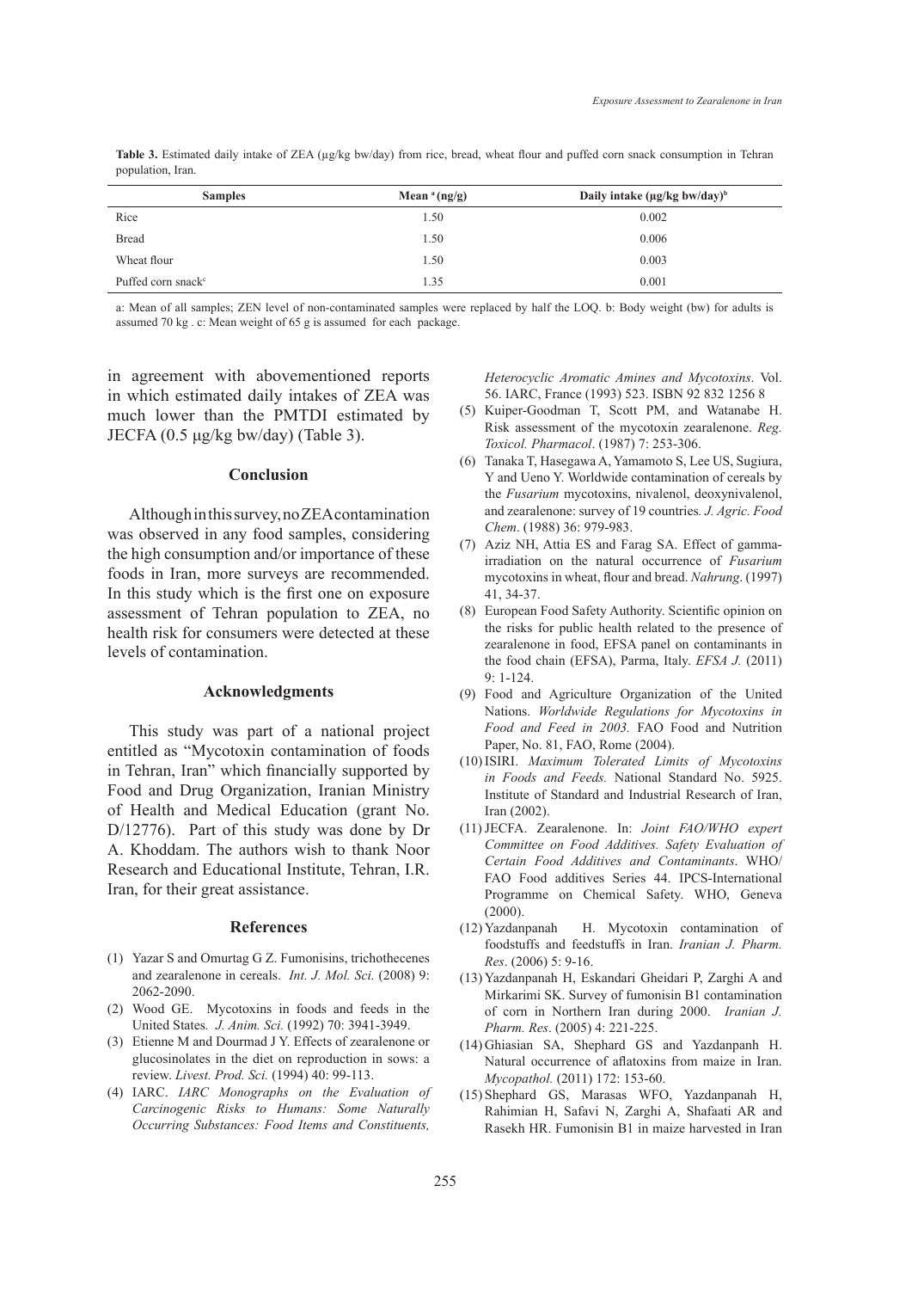**Table 3.** Estimated daily intake of ZEA (μg/kg bw/day) from rice, bread, wheat flour and puffed corn snack consumption in Tehran population, Iran.

| Samples | Mean [a] (ng/g) | Daily intake (μg/kg bw/day)[b] |
|---|---|---|
| Rice | 1.50 | 0.002 |
| Bread | 1.50 | 0.006 |
| Wheat flour | 1.50 | 0.003 |
| Puffed corn snack[c] | 1.35 | 0.001 |

a: Mean of all samples; ZEN level of non-contaminated samples were replaced by half the LOQ. b: Body weight (bw) for adults is assumed 70 kg . c: Mean weight of 65 g is assumed for each package.

in agreement with abovementioned reports in which estimated daily intakes of ZEA was much lower than the PMTDI estimated by JECFA (0.5 μg/kg bw/day) (Table 3).

## Conclusion

Although in this survey, no ZEA contamination was observed in any food samples, considering the high consumption and/or importance of these foods in Iran, more surveys are recommended. In this study which is the first one on exposure assessment of Tehran population to ZEA, no health risk for consumers were detected at these levels of contamination.

## Acknowledgments

This study was part of a national project entitled as "Mycotoxin contamination of foods in Tehran, Iran" which financially supported by Food and Drug Organization, Iranian Ministry of Health and Medical Education (grant No. D/12776). Part of this study was done by Dr A. Khoddam. The authors wish to thank Noor Research and Educational Institute, Tehran, I.R. Iran, for their great assistance.

## References

(1) Yazar S and Omurtag G Z. Fumonisins, trichothecenes and zearalenone in cereals. *Int. J. Mol. Sci.* (2008) 9: 2062-2090.

(2) Wood GE. Mycotoxins in foods and feeds in the United States. *J. Anim. Sci.* (1992) 70: 3941-3949.

(3) Etienne M and Dourmad J Y. Effects of zearalenone or glucosinolates in the diet on reproduction in sows: a review. *Livest. Prod. Sci.* (1994) 40: 99-113.

(4) IARC. *IARC Monographs on the Evaluation of Carcinogenic Risks to Humans: Some Naturally Occurring Substances: Food Items and Constituents, Heterocyclic Aromatic Amines and Mycotoxins*. Vol. 56. IARC, France (1993) 523. ISBN 92 832 1256 8

(5) Kuiper-Goodman T, Scott PM, and Watanabe H. Risk assessment of the mycotoxin zearalenone. *Reg. Toxicol. Pharmacol*. (1987) 7: 253-306.

(6) Tanaka T, Hasegawa A, Yamamoto S, Lee US, Sugiura, Y and Ueno Y. Worldwide contamination of cereals by the *Fusarium* mycotoxins, nivalenol, deoxynivalenol, and zearalenone: survey of 19 countries. *J. Agric. Food Chem*. (1988) 36: 979-983.

(7) Aziz NH, Attia ES and Farag SA. Effect of gamma-irradiation on the natural occurrence of *Fusarium* mycotoxins in wheat, flour and bread. *Nahrung*. (1997) 41, 34-37.

(8) European Food Safety Authority. Scientific opinion on the risks for public health related to the presence of zearalenone in food, EFSA panel on contaminants in the food chain (EFSA), Parma, Italy. *EFSA J.* (2011) 9: 1-124.

(9) Food and Agriculture Organization of the United Nations. *Worldwide Regulations for Mycotoxins in Food and Feed in 2003.* FAO Food and Nutrition Paper, No. 81, FAO, Rome (2004).

(10) ISIRI. *Maximum Tolerated Limits of Mycotoxins in Foods and Feeds.* National Standard No. 5925. Institute of Standard and Industrial Research of Iran, Iran (2002).

(11) JECFA. Zearalenone. In: *Joint FAO/WHO expert Committee on Food Additives. Safety Evaluation of Certain Food Additives and Contaminants*. WHO/FAO Food additives Series 44. IPCS-International Programme on Chemical Safety. WHO, Geneva (2000).

(12) Yazdanpanah H. Mycotoxin contamination of foodstuffs and feedstuffs in Iran. *Iranian J. Pharm. Res*. (2006) 5: 9-16.

(13) Yazdanpanah H, Eskandari Gheidari P, Zarghi A and Mirkarimi SK. Survey of fumonisin B1 contamination of corn in Northern Iran during 2000. *Iranian J. Pharm. Res*. (2005) 4: 221-225.

(14) Ghiasian SA, Shephard GS and Yazdanpanh H. Natural occurrence of aflatoxins from maize in Iran. *Mycopathol.* (2011) 172: 153-60.

(15) Shephard GS, Marasas WFO, Yazdanpanah H, Rahimian H, Safavi N, Zarghi A, Shafaati AR and Rasekh HR. Fumonisin B1 in maize harvested in Iran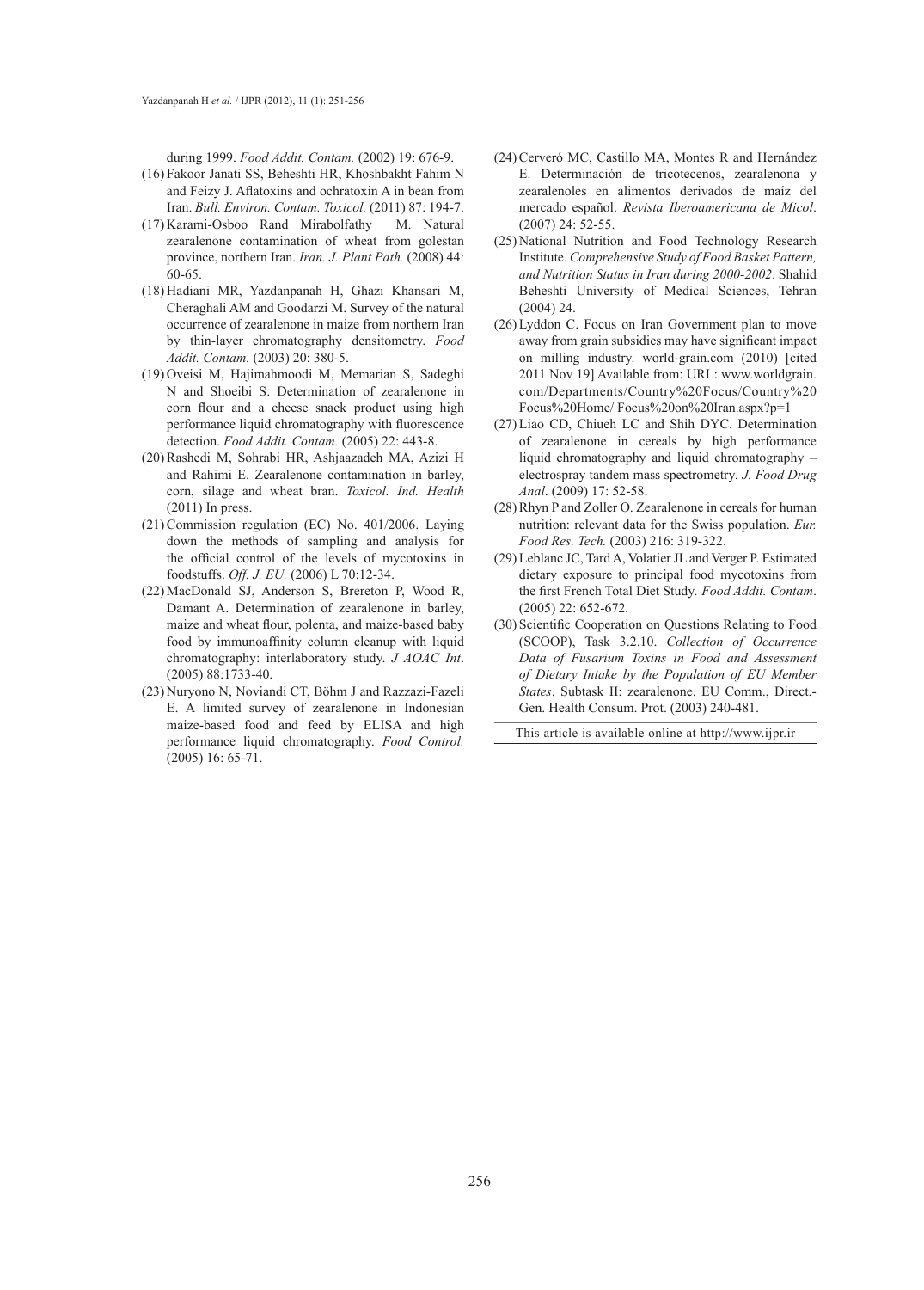during 1999. *Food Addit. Contam.* (2002) 19: 676-9.

(16) Fakoor Janati SS, Beheshti HR, Khoshbakht Fahim N and Feizy J. Aflatoxins and ochratoxin A in bean from Iran. *Bull. Environ. Contam. Toxicol.* (2011) 87: 194-7.

(17) Karami-Osboo Rand Mirabolfathy M. Natural zearalenone contamination of wheat from golestan province, northern Iran. *Iran. J. Plant Path.* (2008) 44: 60-65.

(18) Hadiani MR, Yazdanpanah H, Ghazi Khansari M, Cheraghali AM and Goodarzi M. Survey of the natural occurrence of zearalenone in maize from northern Iran by thin-layer chromatography densitometry. *Food Addit. Contam.* (2003) 20: 380-5.

(19) Oveisi M, Hajimahmoodi M, Memarian S, Sadeghi N and Shoeibi S. Determination of zearalenone in corn flour and a cheese snack product using high performance liquid chromatography with fluorescence detection. *Food Addit. Contam.* (2005) 22: 443-8.

(20) Rashedi M, Sohrabi HR, Ashjaazadeh MA, Azizi H and Rahimi E. Zearalenone contamination in barley, corn, silage and wheat bran. *Toxicol. Ind. Health* (2011) In press.

(21) Commission regulation (EC) No. 401/2006. Laying down the methods of sampling and analysis for the official control of the levels of mycotoxins in foodstuffs. *Off. J. EU.* (2006) L 70:12-34.

(22) MacDonald SJ, Anderson S, Brereton P, Wood R, Damant A. Determination of zearalenone in barley, maize and wheat flour, polenta, and maize-based baby food by immunoaffinity column cleanup with liquid chromatography: interlaboratory study. *J AOAC Int*. (2005) 88:1733-40.

(23) Nuryono N, Noviandi CT, Böhm J and Razzazi-Fazeli E. A limited survey of zearalenone in Indonesian maize-based food and feed by ELISA and high performance liquid chromatography. *Food Control.* (2005) 16: 65-71.

(24) Cerveró MC, Castillo MA, Montes R and Hernández E. Determinación de tricotecenos, zearalenona y zearalenoles en alimentos derivados de maíz del mercado español. *Revista Iberoamericana de Micol*. (2007) 24: 52-55.

(25) National Nutrition and Food Technology Research Institute. *Comprehensive Study of Food Basket Pattern, and Nutrition Status in Iran during 2000-2002*. Shahid Beheshti University of Medical Sciences, Tehran (2004) 24.

(26) Lyddon C. Focus on Iran Government plan to move away from grain subsidies may have significant impact on milling industry. world-grain.com (2010) [cited 2011 Nov 19] Available from: URL: www.worldgrain.com/Departments/Country%20Focus/Country%20Focus%20Home/ Focus%20on%20Iran.aspx?p=1

(27) Liao CD, Chiueh LC and Shih DYC. Determination of zearalenone in cereals by high performance liquid chromatography and liquid chromatography – electrospray tandem mass spectrometry. *J. Food Drug Anal*. (2009) 17: 52-58.

(28) Rhyn P and Zoller O. Zearalenone in cereals for human nutrition: relevant data for the Swiss population. *Eur. Food Res. Tech.* (2003) 216: 319-322.

(29) Leblanc JC, Tard A, Volatier JL and Verger P. Estimated dietary exposure to principal food mycotoxins from the first French Total Diet Study. *Food Addit. Contam*. (2005) 22: 652-672.

(30) Scientific Cooperation on Questions Relating to Food (SCOOP), Task 3.2.10. *Collection of Occurrence Data of Fusarium Toxins in Food and Assessment of Dietary Intake by the Population of EU Member States*. Subtask II: zearalenone. EU Comm., Direct.-Gen. Health Consum. Prot. (2003) 240-481.

This article is available online at http://www.ijpr.ir